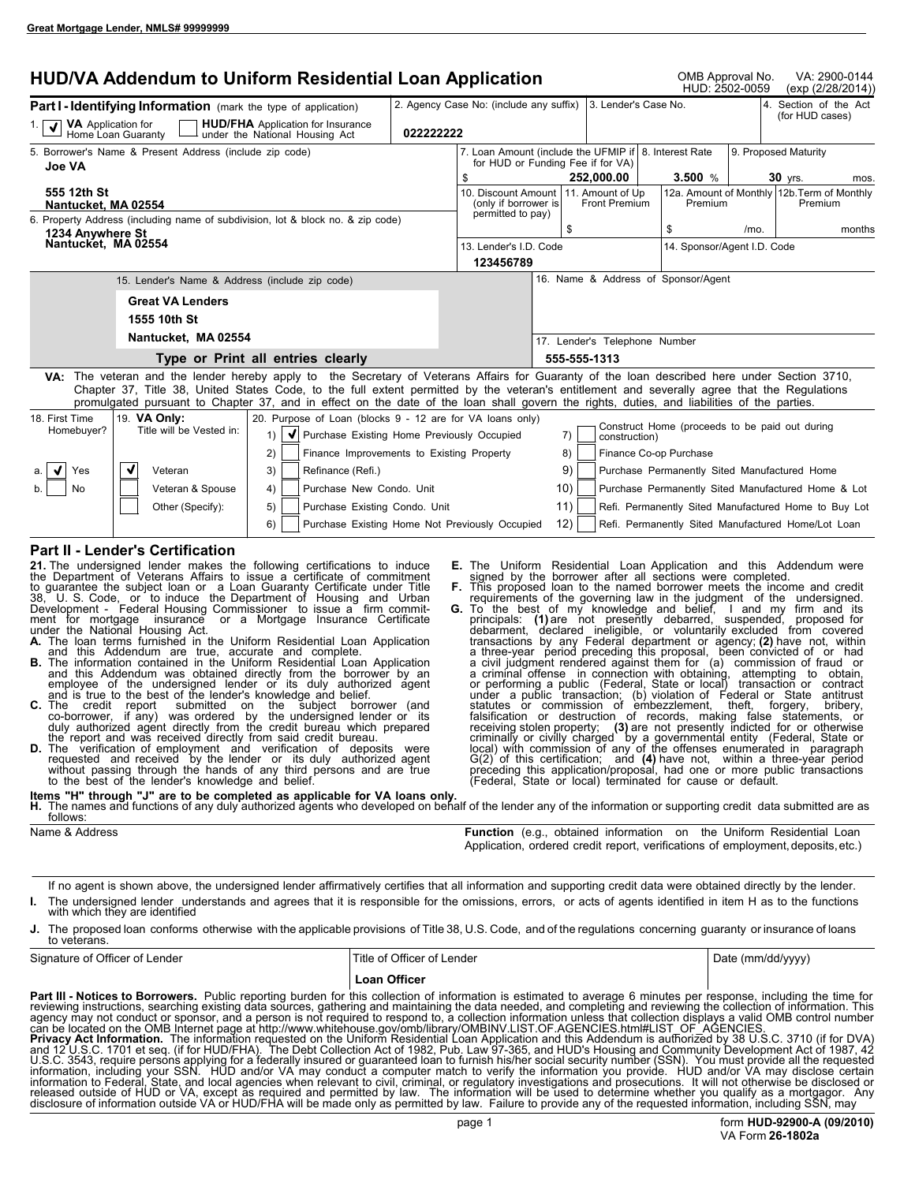Great Mortgage Lender, NMLS# 99999999

# HUD/VA Addendum to Uniform Residential Loan Application

OMB Approval No. VA: 2900-0144 HUD: 2502-0059 (exp (2/28/2014))

## Part I - Identifying Information (mark the type of application)

1. [✔] VA Application for Home Loan Guaranty [ ] HUD/FHA Application for Insurance under the National Housing Act

| 2. Agency Case No: (include any suffix) | 3. Lender's Case No. | 4. Section of the Act (for HUD cases) |
|---|---|---|
| 022222222 | | |

5. Borrower's Name & Present Address (include zip code)
**Joe VA**
**555 12th St**
**Nantucket, MA 02554**

6. Property Address (including name of subdivision, lot & block no. & zip code)
**1234 Anywhere St**
**Nantucket, MA 02554**

| 7. Loan Amount (include the UFMIP if for HUD or Funding Fee if for VA) | 8. Interest Rate | 9. Proposed Maturity |
|---|---|---|
| $ 252,000.00 | 3.500 % | 30 yrs. mos. |

| 10. Discount Amount (only if borrower is permitted to pay) | 11. Amount of Up Front Premium | 12a. Amount of Monthly Premium | 12b. Term of Monthly Premium |
|---|---|---|---|
| | $ | $ /mo. | months |

| 13. Lender's I.D. Code | 14. Sponsor/Agent I.D. Code |
|---|---|
| 123456789 | |

15. Lender's Name & Address (include zip code)
**Great VA Lenders**
**1555 10th St**
**Nantucket, MA 02554**

**Type or Print all entries clearly**

16. Name & Address of Sponsor/Agent

17. Lender's Telephone Number
**555-555-1313**

**VA:** The veteran and the lender hereby apply to the Secretary of Veterans Affairs for Guaranty of the loan described here under Section 3710, Chapter 37, Title 38, United States Code, to the full extent permitted by the veteran's entitlement and severally agree that the Regulations promulgated pursuant to Chapter 37, and in effect on the date of the loan shall govern the rights, duties, and liabilities of the parties.

18. First Time Homebuyer?
- a. [✔] Yes
- b. [ ] No

19. **VA Only:** Title will be Vested in:
- [✔] Veteran
- [ ] Veteran & Spouse
- [ ] Other (Specify):

20. Purpose of Loan (blocks 9 - 12 are for VA loans only)
1) [✔] Purchase Existing Home Previously Occupied
2) [ ] Finance Improvements to Existing Property
3) [ ] Refinance (Refi.)
4) [ ] Purchase New Condo. Unit
5) [ ] Purchase Existing Condo. Unit
6) [ ] Purchase Existing Home Not Previously Occupied
7) [ ] Construct Home (proceeds to be paid out during construction)
8) [ ] Finance Co-op Purchase
9) [ ] Purchase Permanently Sited Manufactured Home
10) [ ] Purchase Permanently Sited Manufactured Home & Lot
11) [ ] Refi. Permanently Sited Manufactured Home to Buy Lot
12) [ ] Refi. Permanently Sited Manufactured Home/Lot Loan

## Part II - Lender's Certification

**21.** The undersigned lender makes the following certifications to induce the Department of Veterans Affairs to issue a certificate of commitment to guarantee the subject loan or a Loan Guaranty Certificate under Title 38, U. S. Code, or to induce the Department of Housing and Urban Development - Federal Housing Commissioner to issue a firm commitment for mortgage insurance or a Mortgage Insurance Certificate under the National Housing Act.

**A.** The loan terms furnished in the Uniform Residential Loan Application and this Addendum are true, accurate and complete.

**B.** The information contained in the Uniform Residential Loan Application and this Addendum was obtained directly from the borrower by an employee of the undersigned lender or its duly authorized agent and is true to the best of the lender's knowledge and belief.

**C.** The credit report submitted on the subject borrower (and co-borrower, if any) was ordered by the undersigned lender or its duly authorized agent directly from the credit bureau which prepared the report and was received directly from said credit bureau.

**D.** The verification of employment and verification of deposits were requested and received by the lender or its duly authorized agent without passing through the hands of any third persons and are true to the best of the lender's knowledge and belief.

**E.** The Uniform Residential Loan Application and this Addendum were signed by the borrower after all sections were completed.

**F.** This proposed loan to the named borrower meets the income and credit requirements of the governing law in the judgment of the undersigned.

**G.** To the best of my knowledge and belief, I and my firm and its principals: **(1)** are not presently debarred, suspended, proposed for debarment, declared ineligible, or voluntarily excluded from covered transactions by any Federal department or agency; **(2)** have not, within a three-year period preceding this proposal, been convicted of or had a civil judgment rendered against them for (a) commission of fraud or a criminal offense in connection with obtaining, attempting to obtain, or performing a public (Federal, State or local) transaction or contract under a public transaction; (b) violation of Federal or State antitrust statutes or commission of embezzlement, theft, forgery, bribery, falsification or destruction of records, making false statements, or receiving stolen property; **(3)** are not presently indicted for or otherwise criminally or civilly charged by a governmental entity (Federal, State or local) with commission of any of the offenses enumerated in paragraph G(2) of this certification; and **(4)** have not, within a three-year period preceding this application/proposal, had one or more public transactions (Federal, State or local) terminated for cause or default.

**Items "H" through "J" are to be completed as applicable for VA loans only.**

**H.** The names and functions of any duly authorized agents who developed on behalf of the lender any of the information or supporting credit data submitted are as follows:

| Name & Address | **Function** (e.g., obtained information on the Uniform Residential Loan Application, ordered credit report, verifications of employment, deposits, etc.) |
|---|---|
| | |

If no agent is shown above, the undersigned lender affirmatively certifies that all information and supporting credit data were obtained directly by the lender.

**I.** The undersigned lender understands and agrees that it is responsible for the omissions, errors, or acts of agents identified in item H as to the functions with which they are identified

**J.** The proposed loan conforms otherwise with the applicable provisions of Title 38, U.S. Code, and of the regulations concerning guaranty or insurance of loans to veterans.

| Signature of Officer of Lender | Title of Officer of Lender | Date (mm/dd/yyyy) |
|---|---|---|
| | **Loan Officer** | |

**Part III - Notices to Borrowers.** Public reporting burden for this collection of information is estimated to average 6 minutes per response, including the time for reviewing instructions, searching existing data sources, gathering and maintaining the data needed, and completing and reviewing the collection of information. This agency may not conduct or sponsor, and a person is not required to respond to, a collection information unless that collection displays a valid OMB control number can be located on the OMB Internet page at http://www.whitehouse.gov/omb/library/OMBINV.LIST.OF.AGENCIES.html#LIST_OF_AGENCIES.

**Privacy Act Information.** The information requested on the Uniform Residential Loan Application and this Addendum is authorized by 38 U.S.C. 3710 (if for DVA) and 12 U.S.C. 1701 et seq. (if for HUD/FHA). The Debt Collection Act of 1982, Pub. Law 97-365, and HUD's Housing and Community Development Act of 1987, 42 U.S.C. 3543, require persons applying for a federally insured or guaranteed loan to furnish his/her social security number (SSN). You must provide all the requested information, including your SSN. HUD and/or VA may conduct a computer match to verify the information you provide. HUD and/or VA may disclose certain information to Federal, State, and local agencies when relevant to civil, criminal, or regulatory investigations and prosecutions. It will not otherwise be disclosed or released outside of HUD or VA, except as required and permitted by law. The information will be used to determine whether you qualify as a mortgagor. Any disclosure of information outside VA or HUD/FHA will be made only as permitted by law. Failure to provide any of the requested information, including SSN, may

form **HUD-92900-A (09/2010)**
VA Form **26-1802a**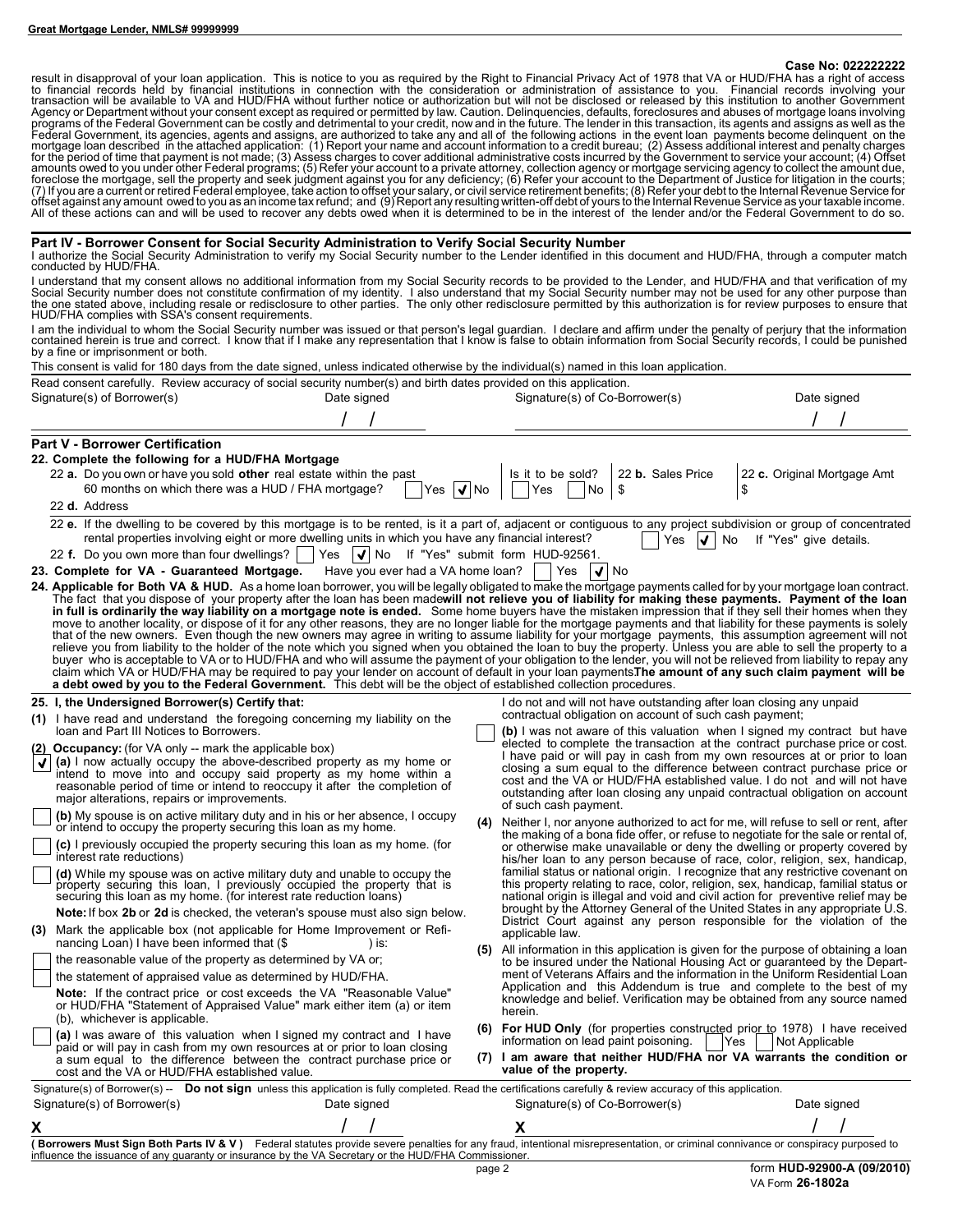Case No: 022222222

result in disapproval of your loan application. This is notice to you as required by the Right to Financial Privacy Act of 1978 that VA or HUD/FHA has a right of access to financial records held by financial institutions in connection with the consideration or administration of assistance to you. Financial records involving your transaction will be available to VA and HUD/FHA without further notice or authorization but will not be disclosed or released by this institution to another Government Agency or Department without your consent except as required or permitted by law. Caution. Delinquencies, defaults, foreclosures and abuses of mortgage loans involving programs of the Federal Government can be costly and detrimental to your credit, now and in the future. The lender in this transaction, its agents and assigns as well as the Federal Government, its agencies, agents and assigns, are authorized to take any and all of the following actions in the event loan payments become delinquent on the mortgage loan described in the attached application: (1) Report your name and account information to a credit bureau; (2) Assess additional interest and penalty charges for the period of time that payment is not made; (3) Assess charges to cover additional administrative costs incurred by the Government to service your account; (4) Offset amounts owed to you under other Federal programs; (5) Refer your account to a private attorney, collection agency or mortgage servicing agency to collect the amount due, foreclose the mortgage, sell the property and seek judgment against you for any deficiency; (6) Refer your account to the Department of Justice for litigation in the courts; (7) If you are a current or retired Federal employee, take action to offset your salary, or civil service retirement benefits; (8) Refer your debt to the Internal Revenue Service for offset against any amount owed to you as an income tax refund; and (9) Report any resulting written-off debt of yours to the Internal Revenue Service as your taxable income. All of these actions can and will be used to recover any debts owed when it is determined to be in the interest of the lender and/or the Federal Government to do so.

## Part IV - Borrower Consent for Social Security Administration to Verify Social Security Number

I authorize the Social Security Administration to verify my Social Security number to the Lender identified in this document and HUD/FHA, through a computer match conducted by HUD/FHA.

I understand that my consent allows no additional information from my Social Security records to be provided to the Lender, and HUD/FHA and that verification of my Social Security number does not constitute confirmation of my identity. I also understand that my Social Security number may not be used for any other purpose than the one stated above, including resale or redisclosure to other parties. The only other redisclosure permitted by this authorization is for review purposes to ensure that HUD/FHA complies with SSA's consent requirements.

I am the individual to whom the Social Security number was issued or that person's legal guardian. I declare and affirm under the penalty of perjury that the information contained herein is true and correct. I know that if I make any representation that I know is false to obtain information from Social Security records, I could be punished by a fine or imprisonment or both.

This consent is valid for 180 days from the date signed, unless indicated otherwise by the individual(s) named in this loan application.

Read consent carefully. Review accuracy of social security number(s) and birth dates provided on this application.

| Signature(s) of Borrower(s) | Date signed | Signature(s) of Co-Borrower(s) | Date signed |
|---|---|---|---|
| | / / | | / / |

## Part V - Borrower Certification

**22. Complete the following for a HUD/FHA Mortgage**

22 **a.** Do you own or have you sold **other** real estate within the past 60 months on which there was a HUD / FHA mortgage? ☐ Yes ☑ No | Is it to be sold? ☐ Yes ☐ No | 22 **b.** Sales Price $ | 22 **c.** Original Mortgage Amt $

22 **d.** Address

22 **e.** If the dwelling to be covered by this mortgage is to be rented, is it a part of, adjacent or contiguous to any project subdivision or group of concentrated rental properties involving eight or more dwelling units in which you have any financial interest? ☐ Yes ☑ No If "Yes" give details.

22 **f.** Do you own more than four dwellings? ☐ Yes ☑ No If "Yes" submit form HUD-92561.

**23. Complete for VA - Guaranteed Mortgage.** Have you ever had a VA home loan? ☐ Yes ☑ No

**24. Applicable for Both VA & HUD.** As a home loan borrower, you will be legally obligated to make the mortgage payments called for by your mortgage loan contract. The fact that you dispose of your property after the loan has been made **will not relieve you of liability for making these payments. Payment of the loan in full is ordinarily the way liability on a mortgage note is ended.** Some home buyers have the mistaken impression that if they sell their homes when they move to another locality, or dispose of it for any other reasons, they are no longer liable for the mortgage payments and that liability for these payments is solely that of the new owners. Even though the new owners may agree in writing to assume liability for your mortgage payments, this assumption agreement will not relieve you from liability to the holder of the note which you signed when you obtained the loan to buy the property. Unless you are able to sell the property to a buyer who is acceptable to VA or to HUD/FHA and who will assume the payment of your obligation to the lender, you will not be relieved from liability to repay any claim which VA or HUD/FHA may be required to pay your lender on account of default in your loan payments. **The amount of any such claim payment will be a debt owed by you to the Federal Government.** This debt will be the object of established collection procedures.

**25. I, the Undersigned Borrower(s) Certify that:**

**(1)** I have read and understand the foregoing concerning my liability on the loan and Part III Notices to Borrowers.

**(2) Occupancy:** (for VA only -- mark the applicable box)

☑ **(a)** I now actually occupy the above-described property as my home or intend to move into and occupy said property as my home within a reasonable period of time or intend to reoccupy it after the completion of major alterations, repairs or improvements.

☐ **(b)** My spouse is on active military duty and in his or her absence, I occupy or intend to occupy the property securing this loan as my home.

☐ **(c)** I previously occupied the property securing this loan as my home. (for interest rate reductions)

☐ **(d)** While my spouse was on active military duty and unable to occupy the property securing this loan, I previously occupied the property that is securing this loan as my home. (for interest rate reduction loans)

**Note:** If box **2b** or **2d** is checked, the veteran's spouse must also sign below.

**(3)** Mark the applicable box (not applicable for Home Improvement or Refinancing Loan) I have been informed that ($ ) is:

☐ the reasonable value of the property as determined by VA or;

☐ the statement of appraised value as determined by HUD/FHA.

**Note:** If the contract price or cost exceeds the VA "Reasonable Value" or HUD/FHA "Statement of Appraised Value" mark either item (a) or item (b), whichever is applicable.

☐ **(a)** I was aware of this valuation when I signed my contract and I have paid or will pay in cash from my own resources at or prior to loan closing a sum equal to the difference between the contract purchase price or cost and the VA or HUD/FHA established value. I do not and will not have outstanding after loan closing any unpaid contractual obligation on account of such cash payment;

☐ **(b)** I was not aware of this valuation when I signed my contract but have elected to complete the transaction at the contract purchase price or cost. I have paid or will pay in cash from my own resources at or prior to loan closing a sum equal to the difference between contract purchase price or cost and the VA or HUD/FHA established value. I do not and will not have outstanding after loan closing any unpaid contractual obligation on account of such cash payment.

**(4)** Neither I, nor anyone authorized to act for me, will refuse to sell or rent, after the making of a bona fide offer, or refuse to negotiate for the sale or rental of, or otherwise make unavailable or deny the dwelling or property covered by his/her loan to any person because of race, color, religion, sex, handicap, familial status or national origin. I recognize that any restrictive covenant on this property relating to race, color, religion, sex, handicap, familial status or national origin is illegal and void and civil action for preventive relief may be brought by the Attorney General of the United States in any appropriate U.S. District Court against any person responsible for the violation of the applicable law.

**(5)** All information in this application is given for the purpose of obtaining a loan to be insured under the National Housing Act or guaranteed by the Department of Veterans Affairs and the information in the Uniform Residential Loan Application and this Addendum is true and complete to the best of my knowledge and belief. Verification may be obtained from any source named herein.

**(6) For HUD Only** (for properties constructed prior to 1978) I have received information on lead paint poisoning. ☐ Yes ☐ Not Applicable

**(7) I am aware that neither HUD/FHA nor VA warrants the condition or value of the property.**

Signature(s) of Borrower(s) -- **Do not sign** unless this application is fully completed. Read the certifications carefully & review accuracy of this application.

| Signature(s) of Borrower(s) | Date signed | Signature(s) of Co-Borrower(s) | Date signed |
|---|---|---|---|
| X | / / | X | / / |

**( Borrowers Must Sign Both Parts IV & V )** Federal statutes provide severe penalties for any fraud, intentional misrepresentation, or criminal connivance or conspiracy purposed to influence the issuance of any guaranty or insurance by the VA Secretary or the HUD/FHA Commissioner.

form **HUD-92900-A (09/2010)**
VA Form **26-1802a**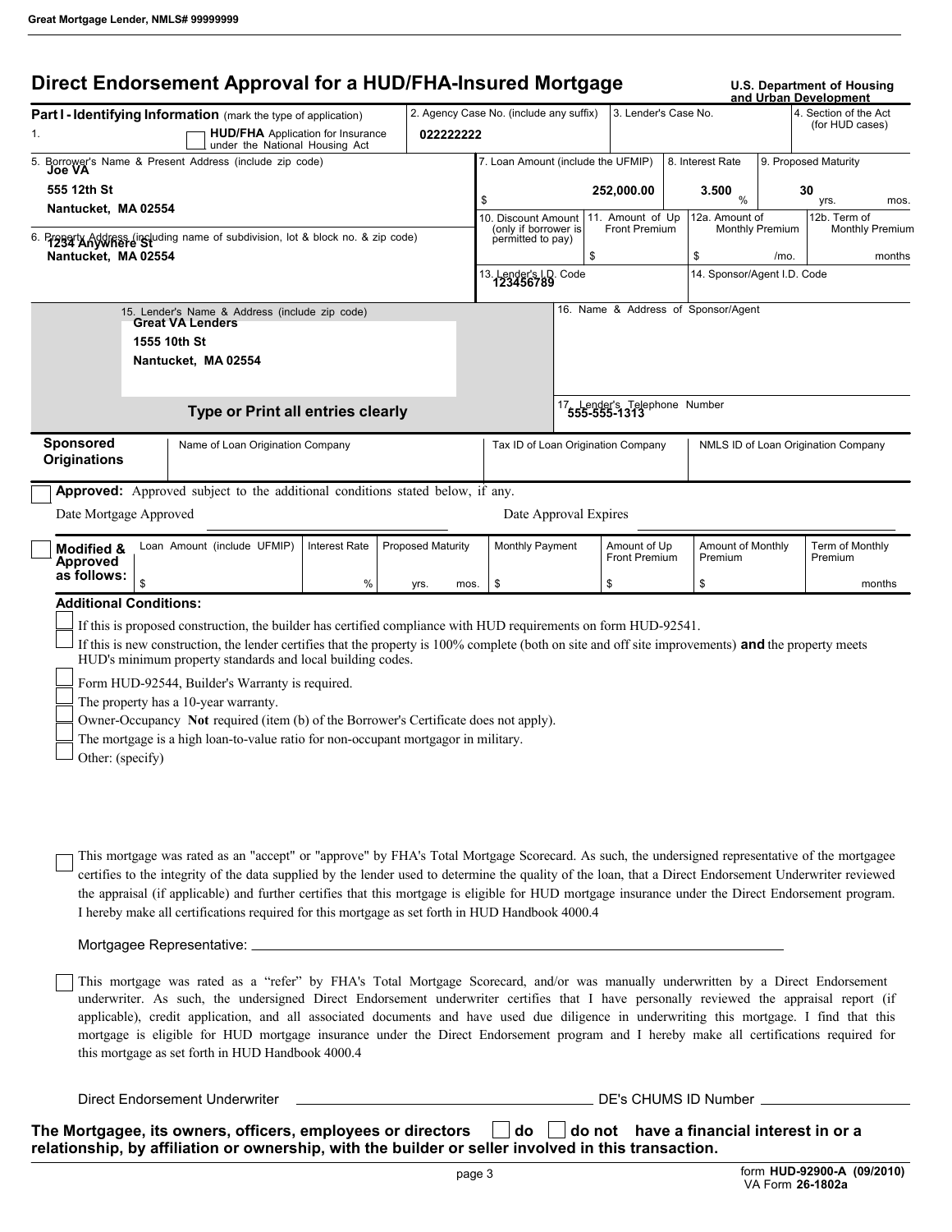Great Mortgage Lender, NMLS# 99999999

# Direct Endorsement Approval for a HUD/FHA-Insured Mortgage

U.S. Department of Housing and Urban Development

**Part I - Identifying Information** (mark the type of application)

1. ☐ **HUD/FHA** Application for Insurance under the National Housing Act

| 2. Agency Case No. (include any suffix) | 3. Lender's Case No. | 4. Section of the Act (for HUD cases) |
|---|---|---|
| 022222222 | | |

5. Borrower's Name & Present Address (include zip code)
Joe VA
555 12th St
Nantucket, MA 02554

6. Property Address (including name of subdivision, lot & block no. & zip code)
1234 Anywhere St
Nantucket, MA 02554

| 7. Loan Amount (include the UFMIP) | 8. Interest Rate | 9. Proposed Maturity |
|---|---|---|
| $ 252,000.00 | 3.500 % | 30 yrs. mos. |

| 10. Discount Amount (only if borrower is permitted to pay) | 11. Amount of Up Front Premium | 12a. Amount of Monthly Premium | 12b. Term of Monthly Premium |
|---|---|---|---|
| | $ | $ /mo. | months |

| 13. Lender's I.D. Code | 14. Sponsor/Agent I.D. Code |
|---|---|
| 123456789 | |

15. Lender's Name & Address (include zip code)
Great VA Lenders
1555 10th St
Nantucket, MA 02554

16. Name & Address of Sponsor/Agent

17. Lender's Telephone Number
555-555-1313

**Type or Print all entries clearly**

| Sponsored Originations | Name of Loan Origination Company | Tax ID of Loan Origination Company | NMLS ID of Loan Origination Company |
|---|---|---|---|
| | | | |

☐ **Approved:** Approved subject to the additional conditions stated below, if any.

Date Mortgage Approved ____________________ Date Approval Expires ____________________

| ☐ Modified & Approved as follows: | Loan Amount (include UFMIP) | Interest Rate | Proposed Maturity | Monthly Payment | Amount of Up Front Premium | Amount of Monthly Premium | Term of Monthly Premium |
|---|---|---|---|---|---|---|---|
| | $ | % | yrs. mos. | $ | $ | $ | months |

**Additional Conditions:**

- ☐ If this is proposed construction, the builder has certified compliance with HUD requirements on form HUD-92541.
- ☐ If this is new construction, the lender certifies that the property is 100% complete (both on site and off site improvements) **and** the property meets HUD's minimum property standards and local building codes.
- ☐ Form HUD-92544, Builder's Warranty is required.
- ☐ The property has a 10-year warranty.
- ☐ Owner-Occupancy **Not** required (item (b) of the Borrower's Certificate does not apply).
- ☐ The mortgage is a high loan-to-value ratio for non-occupant mortgagor in military.
- ☐ Other: (specify)

☐ This mortgage was rated as an "accept" or "approve" by FHA's Total Mortgage Scorecard. As such, the undersigned representative of the mortgagee certifies to the integrity of the data supplied by the lender used to determine the quality of the loan, that a Direct Endorsement Underwriter reviewed the appraisal (if applicable) and further certifies that this mortgage is eligible for HUD mortgage insurance under the Direct Endorsement program. I hereby make all certifications required for this mortgage as set forth in HUD Handbook 4000.4

Mortgagee Representative: ____________________

☐ This mortgage was rated as a "refer" by FHA's Total Mortgage Scorecard, and/or was manually underwritten by a Direct Endorsement underwriter. As such, the undersigned Direct Endorsement underwriter certifies that I have personally reviewed the appraisal report (if applicable), credit application, and all associated documents and have used due diligence in underwriting this mortgage. I find that this mortgage is eligible for HUD mortgage insurance under the Direct Endorsement program and I hereby make all certifications required for this mortgage as set forth in HUD Handbook 4000.4

Direct Endorsement Underwriter ____________________ DE's CHUMS ID Number ____________________

**The Mortgagee, its owners, officers, employees or directors ☐ do ☐ do not have a financial interest in or a relationship, by affiliation or ownership, with the builder or seller involved in this transaction.**

form **HUD-92900-A (09/2010)**
VA Form **26-1802a**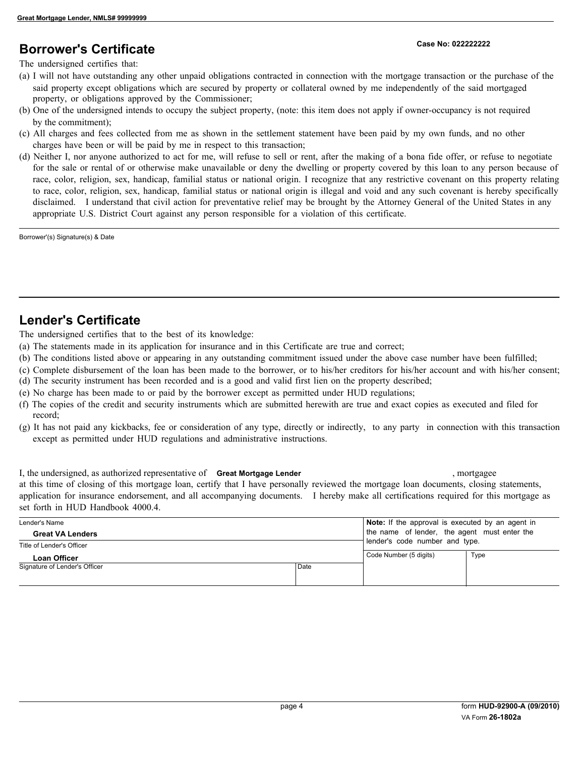## Borrower's Certificate

Case No: 022222222

The undersigned certifies that:

(a) I will not have outstanding any other unpaid obligations contracted in connection with the mortgage transaction or the purchase of the said property except obligations which are secured by property or collateral owned by me independently of the said mortgaged property, or obligations approved by the Commissioner;

(b) One of the undersigned intends to occupy the subject property, (note: this item does not apply if owner-occupancy is not required by the commitment);

(c) All charges and fees collected from me as shown in the settlement statement have been paid by my own funds, and no other charges have been or will be paid by me in respect to this transaction;

(d) Neither I, nor anyone authorized to act for me, will refuse to sell or rent, after the making of a bona fide offer, or refuse to negotiate for the sale or rental of or otherwise make unavailable or deny the dwelling or property covered by this loan to any person because of race, color, religion, sex, handicap, familial status or national origin. I recognize that any restrictive covenant on this property relating to race, color, religion, sex, handicap, familial status or national origin is illegal and void and any such covenant is hereby specifically disclaimed. I understand that civil action for preventative relief may be brought by the Attorney General of the United States in any appropriate U.S. District Court against any person responsible for a violation of this certificate.

Borrower'(s) Signature(s) & Date

## Lender's Certificate

The undersigned certifies that to the best of its knowledge:

(a) The statements made in its application for insurance and in this Certificate are true and correct;

(b) The conditions listed above or appearing in any outstanding commitment issued under the above case number have been fulfilled;

(c) Complete disbursement of the loan has been made to the borrower, or to his/her creditors for his/her account and with his/her consent;

(d) The security instrument has been recorded and is a good and valid first lien on the property described;

(e) No charge has been made to or paid by the borrower except as permitted under HUD regulations;

(f) The copies of the credit and security instruments which are submitted herewith are true and exact copies as executed and filed for record;

(g) It has not paid any kickbacks, fee or consideration of any type, directly or indirectly, to any party in connection with this transaction except as permitted under HUD regulations and administrative instructions.

I, the undersigned, as authorized representative of **Great Mortgage Lender** , mortgagee at this time of closing of this mortgage loan, certify that I have personally reviewed the mortgage loan documents, closing statements, application for insurance endorsement, and all accompanying documents. I hereby make all certifications required for this mortgage as set forth in HUD Handbook 4000.4.

| | | | |
|---|---|---|---|
| Lender's Name<br>**Great VA Lenders** | | **Note:** If the approval is executed by an agent in the name of lender, the agent must enter the lender's code number and type. | |
| Title of Lender's Officer<br>**Loan Officer** | | Code Number (5 digits) | Type |
| Signature of Lender's Officer | Date | | |

form **HUD-92900-A (09/2010)**
VA Form **26-1802a**